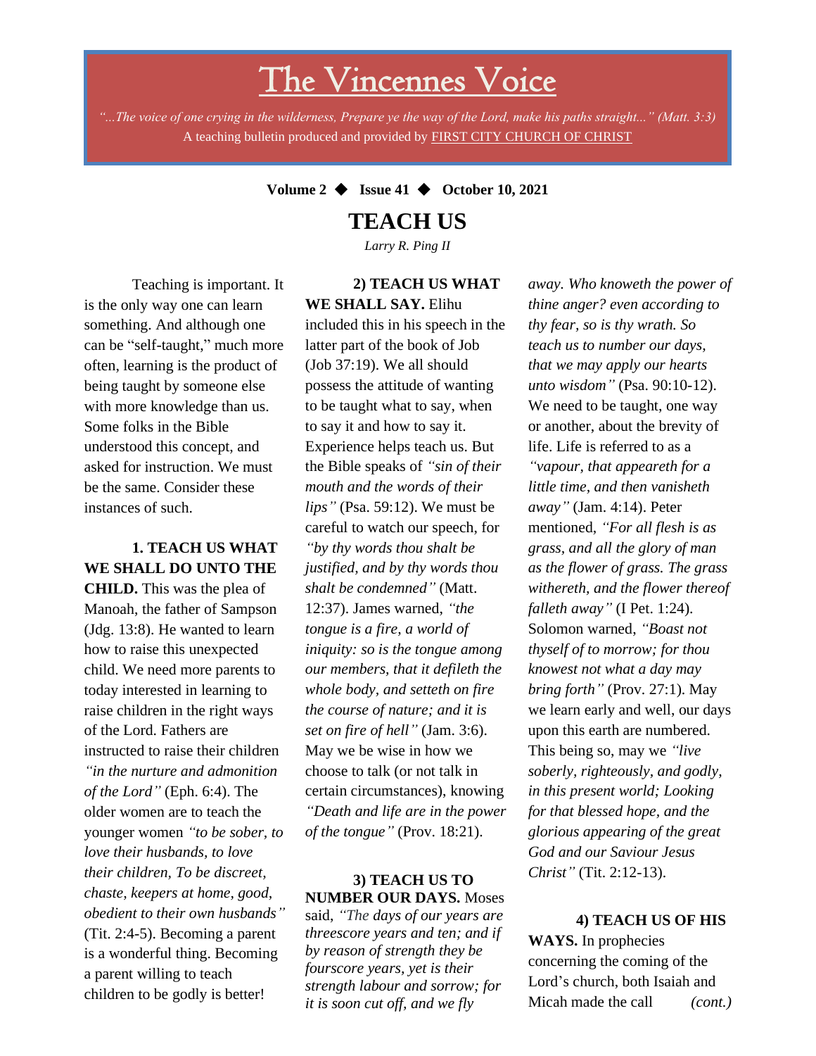# The Vincennes Voice

*"...The voice of one crying in the wilderness, Prepare ye the way of the Lord, make his paths straight..." (Matt. 3:3)*

A teaching bulletin produced and provided by FIRST CITY CHURCH OF CHRIST

**Volume 2 ◆ Issue 41 ◆ October 10, 2021**

## TEACH US

*Larry R. Ping II*

Teaching is important. It is the only way one can learn something. And although one can be "self-taught," much more often, learning is the product of being taught by someone else with more knowledge than us. Some folks in the Bible understood this concept, and asked for instruction. We must be the same. Consider these instances of such.

**1. TEACH US WHAT WE SHALL DO UNTO THE CHILD.** This was the plea of Manoah, the father of Sampson (Jdg. 13:8). He wanted to learn how to raise this unexpected child. We need more parents to today interested in learning to raise children in the right ways of the Lord. Fathers are instructed to raise their children *"in the nurture and admonition of the Lord"* (Eph. 6:4). The older women are to teach the younger women *"to be sober, to love their husbands, to love their children, To be discreet, chaste, keepers at home, good, obedient to their own husbands"* (Tit. 2:4-5). Becoming a parent is a wonderful thing. Becoming a parent willing to teach children to be godly is better!

**2) TEACH US WHAT WE SHALL SAY.** Elihu included this in his speech in the latter part of the book of Job (Job 37:19). We all should possess the attitude of wanting to be taught what to say, when to say it and how to say it. Experience helps teach us. But the Bible speaks of *"sin of their mouth and the words of their lips"* (Psa. 59:12). We must be careful to watch our speech, for *"by thy words thou shalt be justified, and by thy words thou shalt be condemned"* (Matt. 12:37). James warned, *"the tongue is a fire, a world of iniquity: so is the tongue among our members, that it defileth the whole body, and setteth on fire the course of nature; and it is set on fire of hell"* (Jam. 3:6). May we be wise in how we choose to talk (or not talk in certain circumstances), knowing *"Death and life are in the power of the tongue"* (Prov. 18:21).

**3) TEACH US TO NUMBER OUR DAYS.** Moses said, *"The days of our years are threescore years and ten; and if by reason of strength they be fourscore years, yet is their strength labour and sorrow; for it is soon cut off, and we fly away. Who knoweth the power of thine anger? even according to thy fear, so is thy wrath. So teach us to number our days, that we may apply our hearts unto wisdom"* (Psa. 90:10-12). We need to be taught, one way or another, about the brevity of life. Life is referred to as a *"vapour, that appeareth for a little time, and then vanisheth away"* (Jam. 4:14). Peter mentioned, *"For all flesh is as grass, and all the glory of man as the flower of grass. The grass withereth, and the flower thereof falleth away"* (I Pet. 1:24). Solomon warned, *"Boast not thyself of to morrow; for thou knowest not what a day may bring forth"* (Prov. 27:1). May we learn early and well, our days upon this earth are numbered. This being so, may we *"live soberly, righteously, and godly, in this present world; Looking for that blessed hope, and the glorious appearing of the great God and our Saviour Jesus Christ"* (Tit. 2:12-13).

**4) TEACH US OF HIS WAYS.** In prophecies concerning the coming of the Lord's church, both Isaiah and Micah made the call *(cont.)*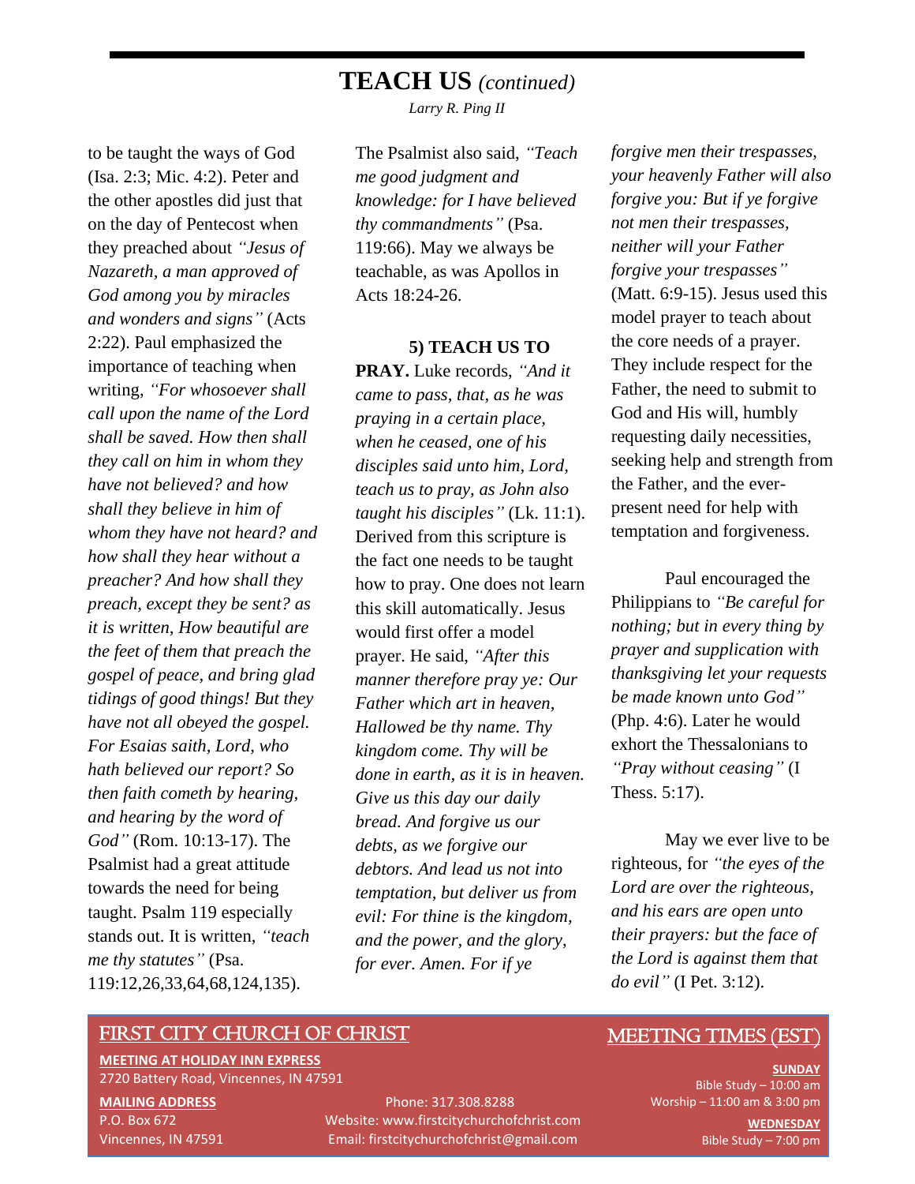# TEACH US *(continued)*

*Larry R. Ping II*

to be taught the ways of God (Isa. 2:3; Mic. 4:2). Peter and the other apostles did just that on the day of Pentecost when they preached about *"Jesus of Nazareth, a man approved of God among you by miracles and wonders and signs"* (Acts 2:22). Paul emphasized the importance of teaching when writing, *"For whosoever shall call upon the name of the Lord shall be saved. How then shall they call on him in whom they have not believed? and how shall they believe in him of whom they have not heard? and how shall they hear without a preacher? And how shall they preach, except they be sent? as it is written, How beautiful are the feet of them that preach the gospel of peace, and bring glad tidings of good things! But they have not all obeyed the gospel. For Esaias saith, Lord, who hath believed our report? So then faith cometh by hearing, and hearing by the word of God"* (Rom. 10:13-17). The Psalmist had a great attitude towards the need for being taught. Psalm 119 especially stands out. It is written, *"teach me thy statutes"* (Psa. 119:12,26,33,64,68,124,135).

The Psalmist also said, *"Teach me good judgment and knowledge: for I have believed thy commandments"* (Psa. 119:66). May we always be teachable, as was Apollos in Acts 18:24-26.

**5) TEACH US TO PRAY.** Luke records, *"And it came to pass, that, as he was praying in a certain place, when he ceased, one of his disciples said unto him, Lord, teach us to pray, as John also taught his disciples"* (Lk. 11:1). Derived from this scripture is the fact one needs to be taught how to pray. One does not learn this skill automatically. Jesus would first offer a model prayer. He said, *"After this manner therefore pray ye: Our Father which art in heaven, Hallowed be thy name. Thy kingdom come. Thy will be done in earth, as it is in heaven. Give us this day our daily bread. And forgive us our debts, as we forgive our debtors. And lead us not into temptation, but deliver us from evil: For thine is the kingdom, and the power, and the glory, for ever. Amen. For if ye forgive men their trespasses, your heavenly Father will also forgive you: But if ye forgive not men their trespasses, neither will your Father forgive your trespasses"* (Matt. 6:9-15). Jesus used this model prayer to teach about the core needs of a prayer. They include respect for the Father, the need to submit to God and His will, humbly requesting daily necessities, seeking help and strength from the Father, and the ever-present need for help with temptation and forgiveness.

Paul encouraged the Philippians to *"Be careful for nothing; but in every thing by prayer and supplication with thanksgiving let your requests be made known unto God"* (Php. 4:6). Later he would exhort the Thessalonians to *"Pray without ceasing"* (I Thess. 5:17).

May we ever live to be righteous, for *"the eyes of the Lord are over the righteous, and his ears are open unto their prayers: but the face of the Lord is against them that do evil"* (I Pet. 3:12).

## FIRST CITY CHURCH OF CHRIST

**MEETING AT HOLIDAY INN EXPRESS**
2720 Battery Road, Vincennes, IN 47591

**MAILING ADDRESS**
P.O. Box 672
Vincennes, IN 47591

Phone: 317.308.8288
Website: www.firstcitychurchofchrist.com
Email: firstcitychurchofchrist@gmail.com

## MEETING TIMES (EST)

**SUNDAY**
Bible Study – 10:00 am
Worship – 11:00 am & 3:00 pm

**WEDNESDAY**
Bible Study – 7:00 pm